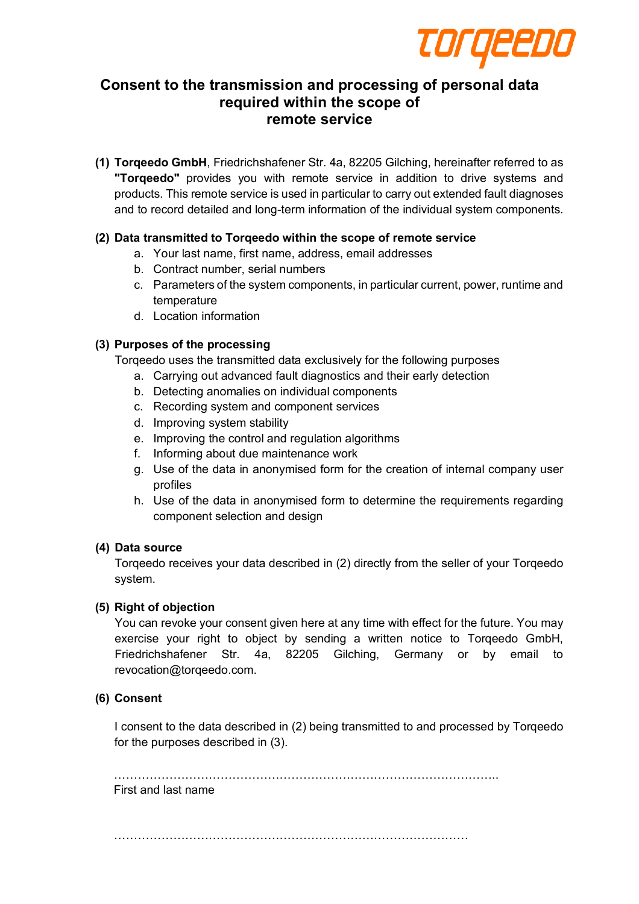# Consent to the transmission and processing of personal data required within the scope of remote service

**(1) Torqeedo GmbH**, Friedrichshafener Str. 4a, 82205 Gilching, hereinafter referred to as **"Torqeedo"** provides you with remote service in addition to drive systems and products. This remote service is used in particular to carry out extended fault diagnoses and to record detailed and long-term information of the individual system components.

**(2) Data transmitted to Torqeedo within the scope of remote service**

a. Your last name, first name, address, email addresses
b. Contract number, serial numbers
c. Parameters of the system components, in particular current, power, runtime and temperature
d. Location information

**(3) Purposes of the processing**

Torqeedo uses the transmitted data exclusively for the following purposes

a. Carrying out advanced fault diagnostics and their early detection
b. Detecting anomalies on individual components
c. Recording system and component services
d. Improving system stability
e. Improving the control and regulation algorithms
f. Informing about due maintenance work
g. Use of the data in anonymised form for the creation of internal company user profiles
h. Use of the data in anonymised form to determine the requirements regarding component selection and design

**(4) Data source**

Torqeedo receives your data described in (2) directly from the seller of your Torqeedo system.

**(5) Right of objection**

You can revoke your consent given here at any time with effect for the future. You may exercise your right to object by sending a written notice to Torqeedo GmbH, Friedrichshafener Str. 4a, 82205 Gilching, Germany or by email to revocation@torqeedo.com.

**(6) Consent**

I consent to the data described in (2) being transmitted to and processed by Torqeedo for the purposes described in (3).

…………………………………………………………………………………..
First and last name

……………………………………………………………………………….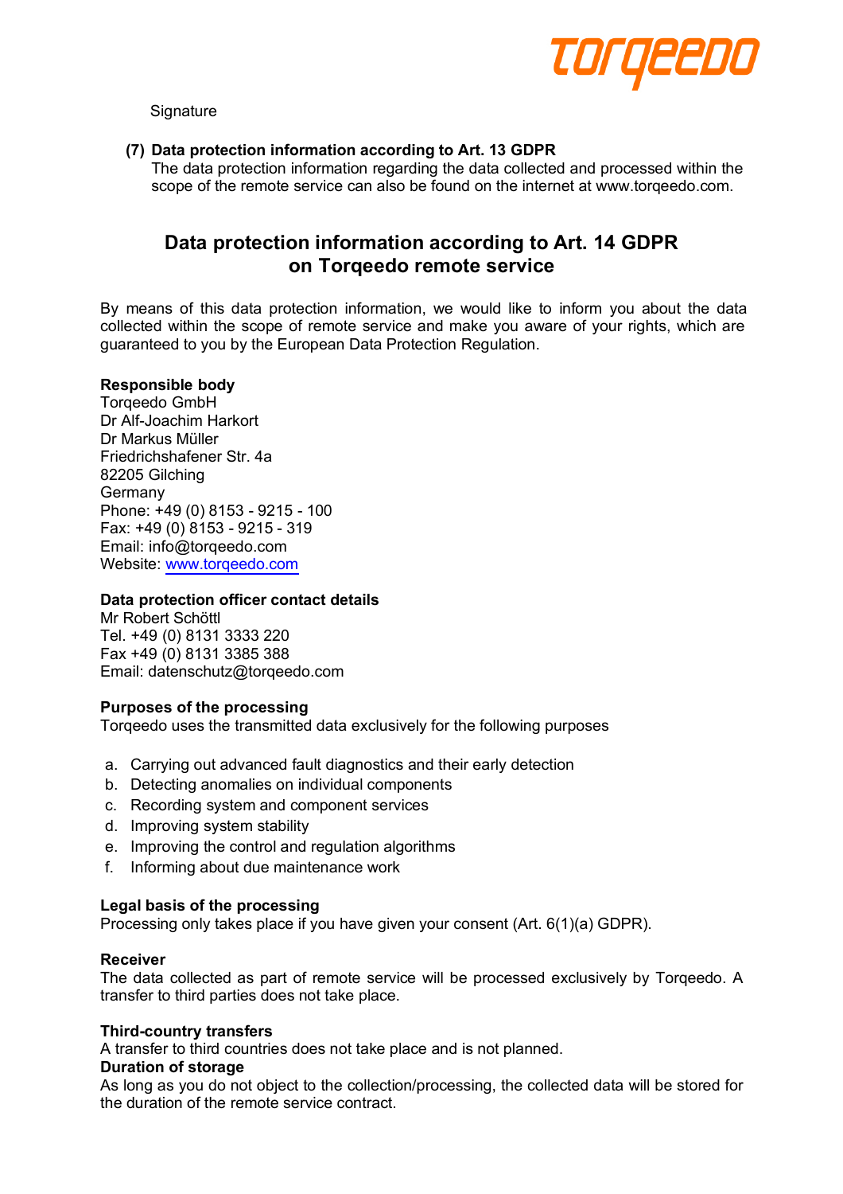Signature

**(7) Data protection information according to Art. 13 GDPR**
The data protection information regarding the data collected and processed within the scope of the remote service can also be found on the internet at www.torqeedo.com.

## Data protection information according to Art. 14 GDPR on Torqeedo remote service

By means of this data protection information, we would like to inform you about the data collected within the scope of remote service and make you aware of your rights, which are guaranteed to you by the European Data Protection Regulation.

**Responsible body**
Torqeedo GmbH
Dr Alf-Joachim Harkort
Dr Markus Müller
Friedrichshafener Str. 4a
82205 Gilching
Germany
Phone: +49 (0) 8153 - 9215 - 100
Fax: +49 (0) 8153 - 9215 - 319
Email: info@torqeedo.com
Website: [www.torqeedo.com](http://www.torqeedo.com)

**Data protection officer contact details**
Mr Robert Schöttl
Tel. +49 (0) 8131 3333 220
Fax +49 (0) 8131 3385 388
Email: datenschutz@torqeedo.com

**Purposes of the processing**
Torqeedo uses the transmitted data exclusively for the following purposes

a. Carrying out advanced fault diagnostics and their early detection
b. Detecting anomalies on individual components
c. Recording system and component services
d. Improving system stability
e. Improving the control and regulation algorithms
f. Informing about due maintenance work

**Legal basis of the processing**
Processing only takes place if you have given your consent (Art. 6(1)(a) GDPR).

**Receiver**
The data collected as part of remote service will be processed exclusively by Torqeedo. A transfer to third parties does not take place.

**Third-country transfers**
A transfer to third countries does not take place and is not planned.

**Duration of storage**
As long as you do not object to the collection/processing, the collected data will be stored for the duration of the remote service contract.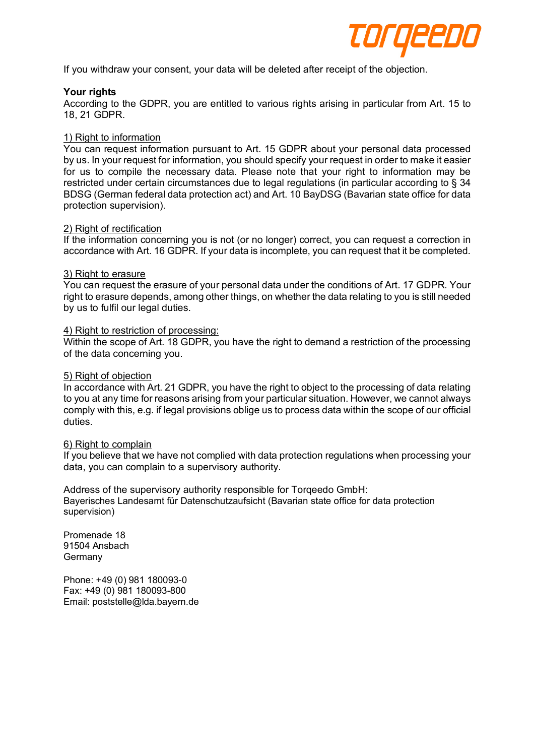If you withdraw your consent, your data will be deleted after receipt of the objection.

**Your rights**

According to the GDPR, you are entitled to various rights arising in particular from Art. 15 to 18, 21 GDPR.

1) Right to information

You can request information pursuant to Art. 15 GDPR about your personal data processed by us. In your request for information, you should specify your request in order to make it easier for us to compile the necessary data. Please note that your right to information may be restricted under certain circumstances due to legal regulations (in particular according to § 34 BDSG (German federal data protection act) and Art. 10 BayDSG (Bavarian state office for data protection supervision).

2) Right of rectification

If the information concerning you is not (or no longer) correct, you can request a correction in accordance with Art. 16 GDPR. If your data is incomplete, you can request that it be completed.

3) Right to erasure

You can request the erasure of your personal data under the conditions of Art. 17 GDPR. Your right to erasure depends, among other things, on whether the data relating to you is still needed by us to fulfil our legal duties.

4) Right to restriction of processing:

Within the scope of Art. 18 GDPR, you have the right to demand a restriction of the processing of the data concerning you.

5) Right of objection

In accordance with Art. 21 GDPR, you have the right to object to the processing of data relating to you at any time for reasons arising from your particular situation. However, we cannot always comply with this, e.g. if legal provisions oblige us to process data within the scope of our official duties.

6) Right to complain

If you believe that we have not complied with data protection regulations when processing your data, you can complain to a supervisory authority.

Address of the supervisory authority responsible for Torqeedo GmbH:
Bayerisches Landesamt für Datenschutzaufsicht (Bavarian state office for data protection supervision)

Promenade 18
91504 Ansbach
Germany

Phone: +49 (0) 981 180093-0
Fax: +49 (0) 981 180093-800
Email: poststelle@lda.bayern.de